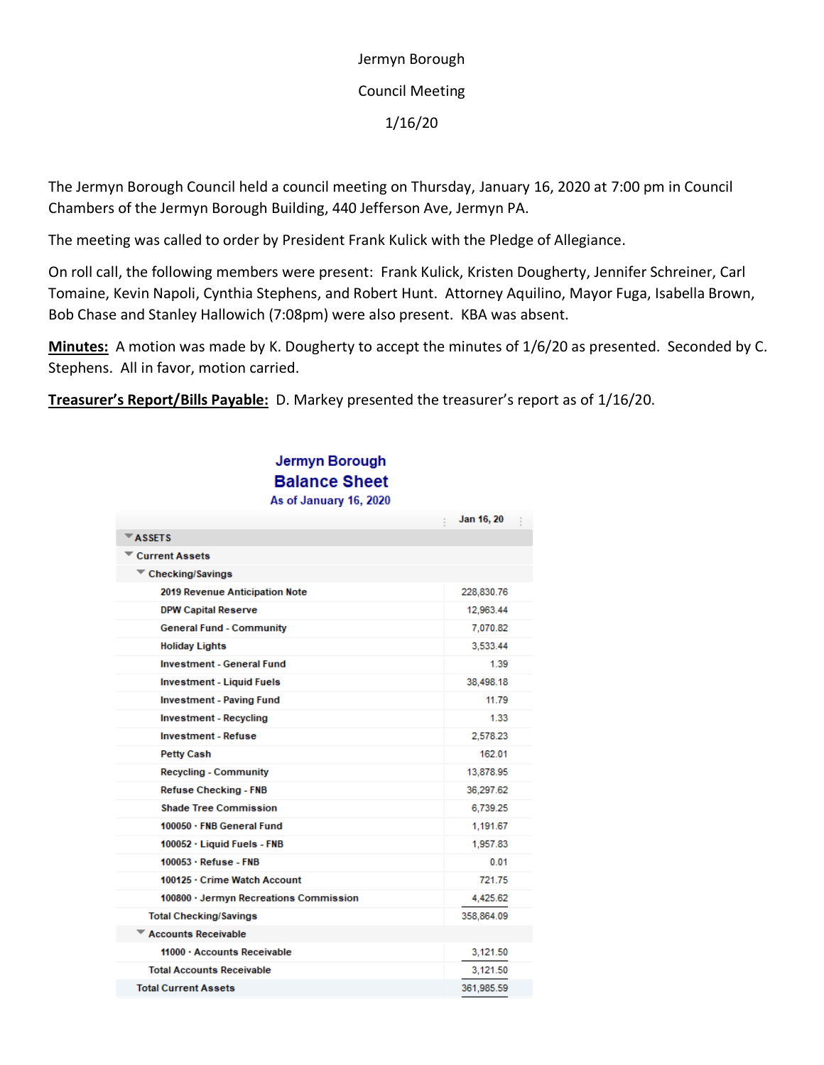Jermyn Borough

Council Meeting

1/16/20

The Jermyn Borough Council held a council meeting on Thursday, January 16, 2020 at 7:00 pm in Council Chambers of the Jermyn Borough Building, 440 Jefferson Ave, Jermyn PA.

The meeting was called to order by President Frank Kulick with the Pledge of Allegiance.

On roll call, the following members were present: Frank Kulick, Kristen Dougherty, Jennifer Schreiner, Carl Tomaine, Kevin Napoli, Cynthia Stephens, and Robert Hunt. Attorney Aquilino, Mayor Fuga, Isabella Brown, Bob Chase and Stanley Hallowich (7:08pm) were also present. KBA was absent.

**Minutes:** A motion was made by K. Dougherty to accept the minutes of 1/6/20 as presented. Seconded by C. Stephens. All in favor, motion carried.

**Treasurer's Report/Bills Payable:** D. Markey presented the treasurer's report as of 1/16/20.

**Jermyn Borough**
**Balance Sheet**
As of January 16, 2020

| | Jan 16, 20 |
|---|---|
| ASSETS | |
| Current Assets | |
| Checking/Savings | |
| 2019 Revenue Anticipation Note | 228,830.76 |
| DPW Capital Reserve | 12,963.44 |
| General Fund - Community | 7,070.82 |
| Holiday Lights | 3,533.44 |
| Investment - General Fund | 1.39 |
| Investment - Liquid Fuels | 38,498.18 |
| Investment - Paving Fund | 11.79 |
| Investment - Recycling | 1.33 |
| Investment - Refuse | 2,578.23 |
| Petty Cash | 162.01 |
| Recycling - Community | 13,878.95 |
| Refuse Checking - FNB | 36,297.62 |
| Shade Tree Commission | 6,739.25 |
| 100050 · FNB General Fund | 1,191.67 |
| 100052 · Liquid Fuels - FNB | 1,957.83 |
| 100053 · Refuse - FNB | 0.01 |
| 100125 · Crime Watch Account | 721.75 |
| 100800 · Jermyn Recreations Commission | 4,425.62 |
| Total Checking/Savings | 358,864.09 |
| Accounts Receivable | |
| 11000 · Accounts Receivable | 3,121.50 |
| Total Accounts Receivable | 3,121.50 |
| Total Current Assets | 361,985.59 |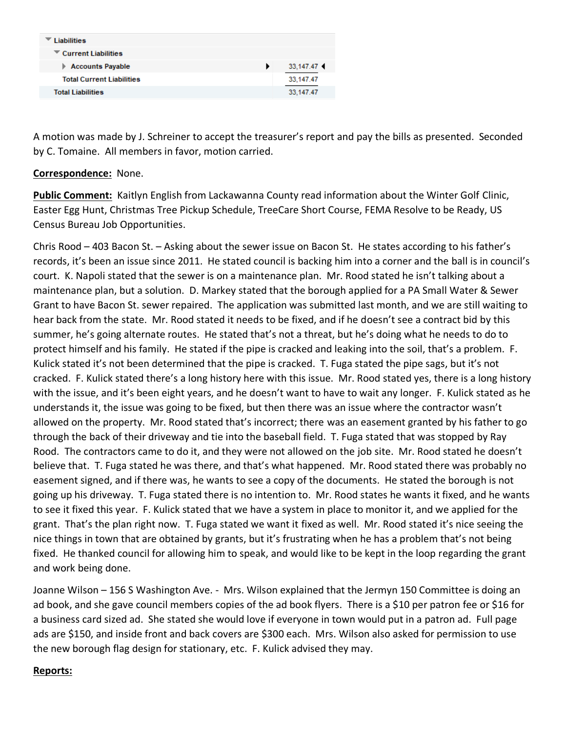| Liabilities | |
|---|---|
| Current Liabilities | |
| Accounts Payable | 33,147.47 |
| Total Current Liabilities | 33,147.47 |
| Total Liabilities | 33,147.47 |

A motion was made by J. Schreiner to accept the treasurer's report and pay the bills as presented. Seconded by C. Tomaine. All members in favor, motion carried.

**Correspondence:** None.

**Public Comment:** Kaitlyn English from Lackawanna County read information about the Winter Golf Clinic, Easter Egg Hunt, Christmas Tree Pickup Schedule, TreeCare Short Course, FEMA Resolve to be Ready, US Census Bureau Job Opportunities.

Chris Rood – 403 Bacon St. – Asking about the sewer issue on Bacon St. He states according to his father's records, it's been an issue since 2011. He stated council is backing him into a corner and the ball is in council's court. K. Napoli stated that the sewer is on a maintenance plan. Mr. Rood stated he isn't talking about a maintenance plan, but a solution. D. Markey stated that the borough applied for a PA Small Water & Sewer Grant to have Bacon St. sewer repaired. The application was submitted last month, and we are still waiting to hear back from the state. Mr. Rood stated it needs to be fixed, and if he doesn't see a contract bid by this summer, he's going alternate routes. He stated that's not a threat, but he's doing what he needs to do to protect himself and his family. He stated if the pipe is cracked and leaking into the soil, that's a problem. F. Kulick stated it's not been determined that the pipe is cracked. T. Fuga stated the pipe sags, but it's not cracked. F. Kulick stated there's a long history here with this issue. Mr. Rood stated yes, there is a long history with the issue, and it's been eight years, and he doesn't want to have to wait any longer. F. Kulick stated as he understands it, the issue was going to be fixed, but then there was an issue where the contractor wasn't allowed on the property. Mr. Rood stated that's incorrect; there was an easement granted by his father to go through the back of their driveway and tie into the baseball field. T. Fuga stated that was stopped by Ray Rood. The contractors came to do it, and they were not allowed on the job site. Mr. Rood stated he doesn't believe that. T. Fuga stated he was there, and that's what happened. Mr. Rood stated there was probably no easement signed, and if there was, he wants to see a copy of the documents. He stated the borough is not going up his driveway. T. Fuga stated there is no intention to. Mr. Rood states he wants it fixed, and he wants to see it fixed this year. F. Kulick stated that we have a system in place to monitor it, and we applied for the grant. That's the plan right now. T. Fuga stated we want it fixed as well. Mr. Rood stated it's nice seeing the nice things in town that are obtained by grants, but it's frustrating when he has a problem that's not being fixed. He thanked council for allowing him to speak, and would like to be kept in the loop regarding the grant and work being done.

Joanne Wilson – 156 S Washington Ave. - Mrs. Wilson explained that the Jermyn 150 Committee is doing an ad book, and she gave council members copies of the ad book flyers. There is a $10 per patron fee or $16 for a business card sized ad. She stated she would love if everyone in town would put in a patron ad. Full page ads are $150, and inside front and back covers are $300 each. Mrs. Wilson also asked for permission to use the new borough flag design for stationary, etc. F. Kulick advised they may.

**Reports:**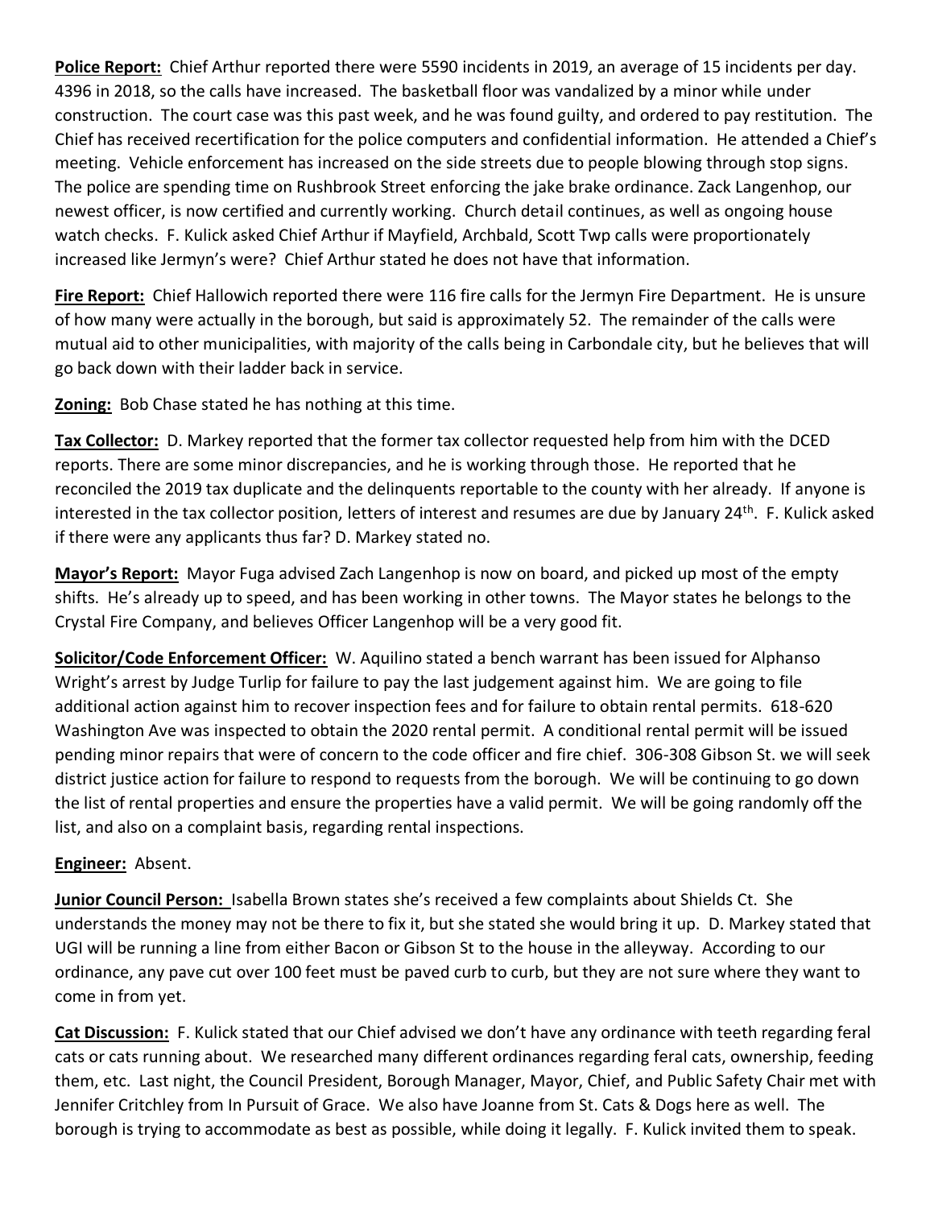**Police Report:** Chief Arthur reported there were 5590 incidents in 2019, an average of 15 incidents per day. 4396 in 2018, so the calls have increased. The basketball floor was vandalized by a minor while under construction. The court case was this past week, and he was found guilty, and ordered to pay restitution. The Chief has received recertification for the police computers and confidential information. He attended a Chief's meeting. Vehicle enforcement has increased on the side streets due to people blowing through stop signs. The police are spending time on Rushbrook Street enforcing the jake brake ordinance. Zack Langenhop, our newest officer, is now certified and currently working. Church detail continues, as well as ongoing house watch checks. F. Kulick asked Chief Arthur if Mayfield, Archbald, Scott Twp calls were proportionately increased like Jermyn's were? Chief Arthur stated he does not have that information.

**Fire Report:** Chief Hallowich reported there were 116 fire calls for the Jermyn Fire Department. He is unsure of how many were actually in the borough, but said is approximately 52. The remainder of the calls were mutual aid to other municipalities, with majority of the calls being in Carbondale city, but he believes that will go back down with their ladder back in service.

**Zoning:** Bob Chase stated he has nothing at this time.

**Tax Collector:** D. Markey reported that the former tax collector requested help from him with the DCED reports. There are some minor discrepancies, and he is working through those. He reported that he reconciled the 2019 tax duplicate and the delinquents reportable to the county with her already. If anyone is interested in the tax collector position, letters of interest and resumes are due by January 24th. F. Kulick asked if there were any applicants thus far? D. Markey stated no.

**Mayor's Report:** Mayor Fuga advised Zach Langenhop is now on board, and picked up most of the empty shifts. He's already up to speed, and has been working in other towns. The Mayor states he belongs to the Crystal Fire Company, and believes Officer Langenhop will be a very good fit.

**Solicitor/Code Enforcement Officer:** W. Aquilino stated a bench warrant has been issued for Alphanso Wright's arrest by Judge Turlip for failure to pay the last judgement against him. We are going to file additional action against him to recover inspection fees and for failure to obtain rental permits. 618-620 Washington Ave was inspected to obtain the 2020 rental permit. A conditional rental permit will be issued pending minor repairs that were of concern to the code officer and fire chief. 306-308 Gibson St. we will seek district justice action for failure to respond to requests from the borough. We will be continuing to go down the list of rental properties and ensure the properties have a valid permit. We will be going randomly off the list, and also on a complaint basis, regarding rental inspections.

**Engineer:** Absent.

**Junior Council Person:** Isabella Brown states she's received a few complaints about Shields Ct. She understands the money may not be there to fix it, but she stated she would bring it up. D. Markey stated that UGI will be running a line from either Bacon or Gibson St to the house in the alleyway. According to our ordinance, any pave cut over 100 feet must be paved curb to curb, but they are not sure where they want to come in from yet.

**Cat Discussion:** F. Kulick stated that our Chief advised we don't have any ordinance with teeth regarding feral cats or cats running about. We researched many different ordinances regarding feral cats, ownership, feeding them, etc. Last night, the Council President, Borough Manager, Mayor, Chief, and Public Safety Chair met with Jennifer Critchley from In Pursuit of Grace. We also have Joanne from St. Cats & Dogs here as well. The borough is trying to accommodate as best as possible, while doing it legally. F. Kulick invited them to speak.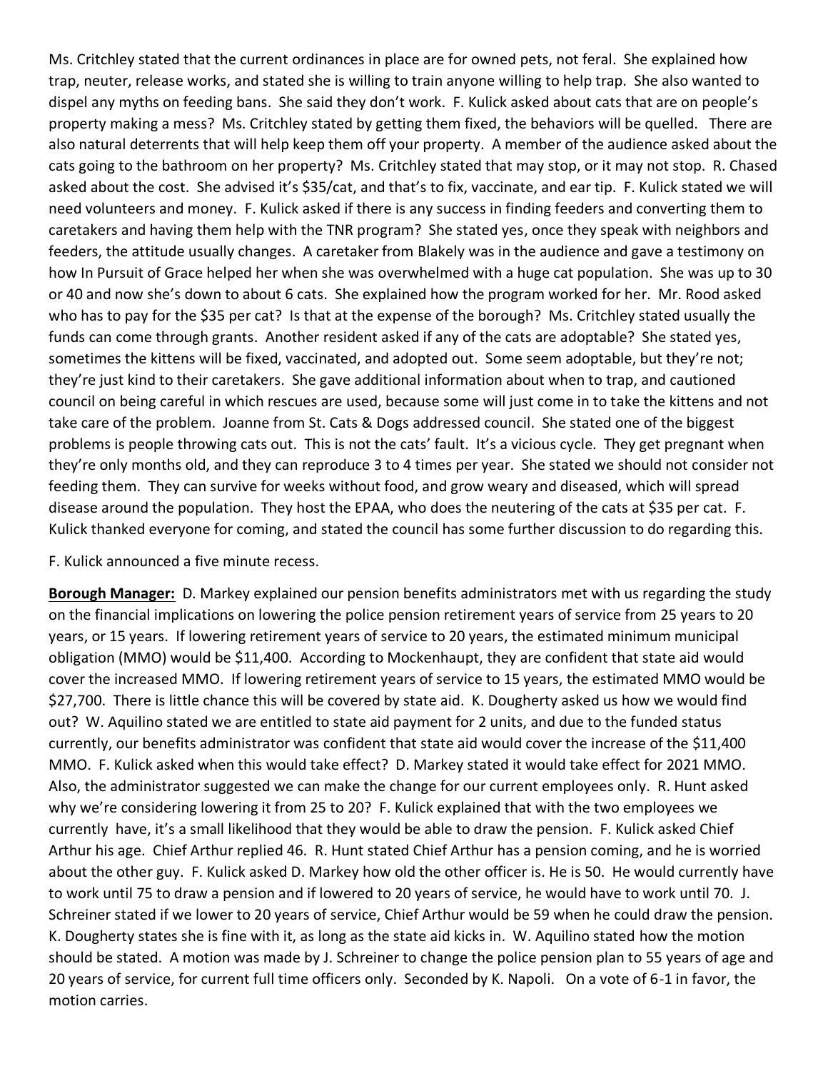Ms. Critchley stated that the current ordinances in place are for owned pets, not feral. She explained how trap, neuter, release works, and stated she is willing to train anyone willing to help trap. She also wanted to dispel any myths on feeding bans. She said they don't work. F. Kulick asked about cats that are on people's property making a mess? Ms. Critchley stated by getting them fixed, the behaviors will be quelled. There are also natural deterrents that will help keep them off your property. A member of the audience asked about the cats going to the bathroom on her property? Ms. Critchley stated that may stop, or it may not stop. R. Chased asked about the cost. She advised it's $35/cat, and that's to fix, vaccinate, and ear tip. F. Kulick stated we will need volunteers and money. F. Kulick asked if there is any success in finding feeders and converting them to caretakers and having them help with the TNR program? She stated yes, once they speak with neighbors and feeders, the attitude usually changes. A caretaker from Blakely was in the audience and gave a testimony on how In Pursuit of Grace helped her when she was overwhelmed with a huge cat population. She was up to 30 or 40 and now she's down to about 6 cats. She explained how the program worked for her. Mr. Rood asked who has to pay for the $35 per cat? Is that at the expense of the borough? Ms. Critchley stated usually the funds can come through grants. Another resident asked if any of the cats are adoptable? She stated yes, sometimes the kittens will be fixed, vaccinated, and adopted out. Some seem adoptable, but they're not; they're just kind to their caretakers. She gave additional information about when to trap, and cautioned council on being careful in which rescues are used, because some will just come in to take the kittens and not take care of the problem. Joanne from St. Cats & Dogs addressed council. She stated one of the biggest problems is people throwing cats out. This is not the cats' fault. It's a vicious cycle. They get pregnant when they're only months old, and they can reproduce 3 to 4 times per year. She stated we should not consider not feeding them. They can survive for weeks without food, and grow weary and diseased, which will spread disease around the population. They host the EPAA, who does the neutering of the cats at $35 per cat. F. Kulick thanked everyone for coming, and stated the council has some further discussion to do regarding this.

F. Kulick announced a five minute recess.

**Borough Manager:** D. Markey explained our pension benefits administrators met with us regarding the study on the financial implications on lowering the police pension retirement years of service from 25 years to 20 years, or 15 years. If lowering retirement years of service to 20 years, the estimated minimum municipal obligation (MMO) would be $11,400. According to Mockenhaupt, they are confident that state aid would cover the increased MMO. If lowering retirement years of service to 15 years, the estimated MMO would be $27,700. There is little chance this will be covered by state aid. K. Dougherty asked us how we would find out? W. Aquilino stated we are entitled to state aid payment for 2 units, and due to the funded status currently, our benefits administrator was confident that state aid would cover the increase of the $11,400 MMO. F. Kulick asked when this would take effect? D. Markey stated it would take effect for 2021 MMO. Also, the administrator suggested we can make the change for our current employees only. R. Hunt asked why we're considering lowering it from 25 to 20? F. Kulick explained that with the two employees we currently have, it's a small likelihood that they would be able to draw the pension. F. Kulick asked Chief Arthur his age. Chief Arthur replied 46. R. Hunt stated Chief Arthur has a pension coming, and he is worried about the other guy. F. Kulick asked D. Markey how old the other officer is. He is 50. He would currently have to work until 75 to draw a pension and if lowered to 20 years of service, he would have to work until 70. J. Schreiner stated if we lower to 20 years of service, Chief Arthur would be 59 when he could draw the pension. K. Dougherty states she is fine with it, as long as the state aid kicks in. W. Aquilino stated how the motion should be stated. A motion was made by J. Schreiner to change the police pension plan to 55 years of age and 20 years of service, for current full time officers only. Seconded by K. Napoli. On a vote of 6-1 in favor, the motion carries.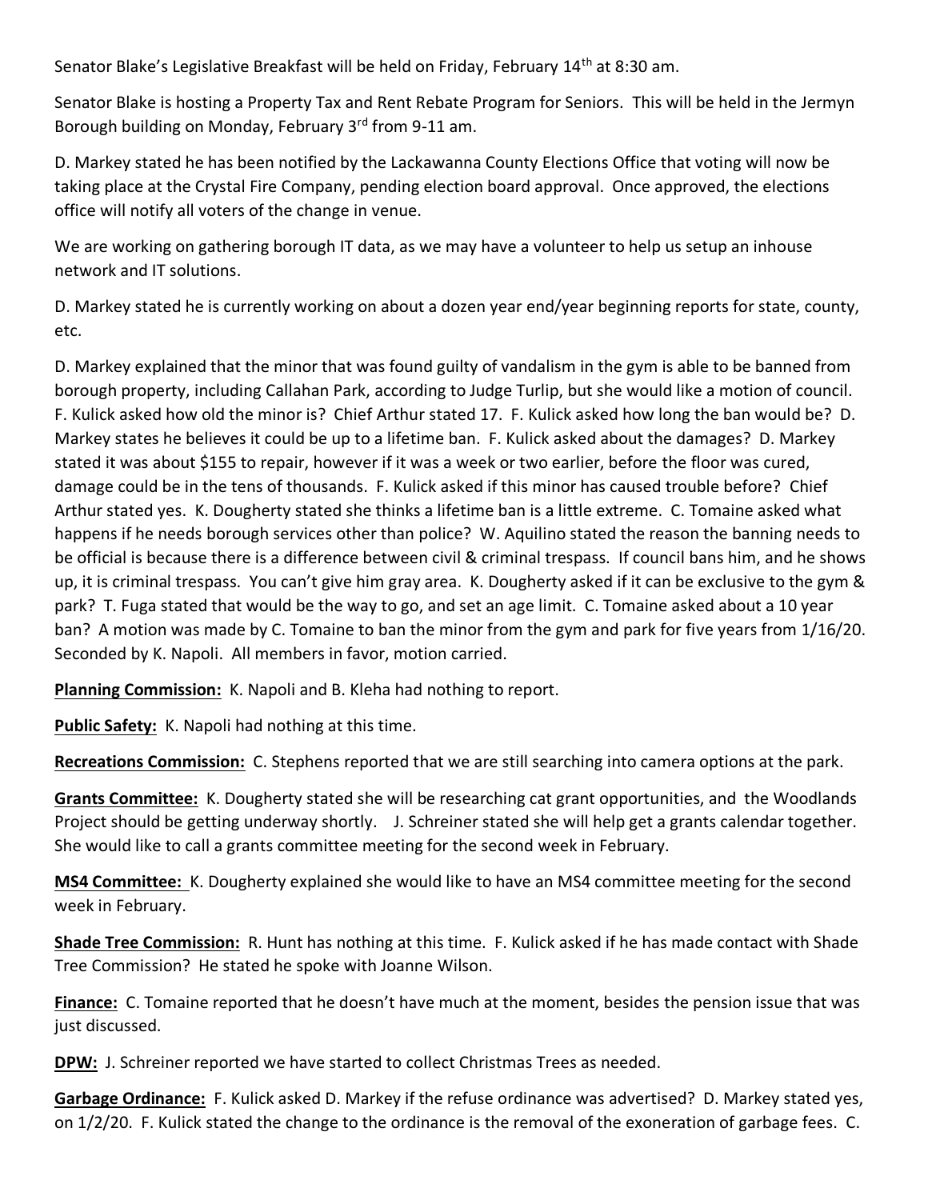Senator Blake's Legislative Breakfast will be held on Friday, February 14th at 8:30 am.

Senator Blake is hosting a Property Tax and Rent Rebate Program for Seniors. This will be held in the Jermyn Borough building on Monday, February 3rd from 9-11 am.

D. Markey stated he has been notified by the Lackawanna County Elections Office that voting will now be taking place at the Crystal Fire Company, pending election board approval. Once approved, the elections office will notify all voters of the change in venue.

We are working on gathering borough IT data, as we may have a volunteer to help us setup an inhouse network and IT solutions.

D. Markey stated he is currently working on about a dozen year end/year beginning reports for state, county, etc.

D. Markey explained that the minor that was found guilty of vandalism in the gym is able to be banned from borough property, including Callahan Park, according to Judge Turlip, but she would like a motion of council. F. Kulick asked how old the minor is? Chief Arthur stated 17. F. Kulick asked how long the ban would be? D. Markey states he believes it could be up to a lifetime ban. F. Kulick asked about the damages? D. Markey stated it was about $155 to repair, however if it was a week or two earlier, before the floor was cured, damage could be in the tens of thousands. F. Kulick asked if this minor has caused trouble before? Chief Arthur stated yes. K. Dougherty stated she thinks a lifetime ban is a little extreme. C. Tomaine asked what happens if he needs borough services other than police? W. Aquilino stated the reason the banning needs to be official is because there is a difference between civil & criminal trespass. If council bans him, and he shows up, it is criminal trespass. You can't give him gray area. K. Dougherty asked if it can be exclusive to the gym & park? T. Fuga stated that would be the way to go, and set an age limit. C. Tomaine asked about a 10 year ban? A motion was made by C. Tomaine to ban the minor from the gym and park for five years from 1/16/20. Seconded by K. Napoli. All members in favor, motion carried.

**Planning Commission:** K. Napoli and B. Kleha had nothing to report.

**Public Safety:** K. Napoli had nothing at this time.

**Recreations Commission:** C. Stephens reported that we are still searching into camera options at the park.

**Grants Committee:** K. Dougherty stated she will be researching cat grant opportunities, and the Woodlands Project should be getting underway shortly. J. Schreiner stated she will help get a grants calendar together. She would like to call a grants committee meeting for the second week in February.

**MS4 Committee:** K. Dougherty explained she would like to have an MS4 committee meeting for the second week in February.

**Shade Tree Commission:** R. Hunt has nothing at this time. F. Kulick asked if he has made contact with Shade Tree Commission? He stated he spoke with Joanne Wilson.

**Finance:** C. Tomaine reported that he doesn't have much at the moment, besides the pension issue that was just discussed.

**DPW:** J. Schreiner reported we have started to collect Christmas Trees as needed.

**Garbage Ordinance:** F. Kulick asked D. Markey if the refuse ordinance was advertised? D. Markey stated yes, on 1/2/20. F. Kulick stated the change to the ordinance is the removal of the exoneration of garbage fees. C.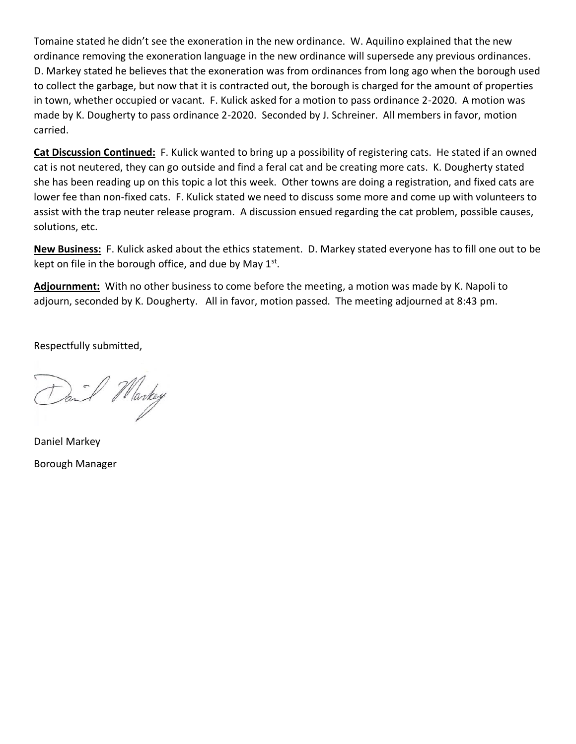Tomaine stated he didn't see the exoneration in the new ordinance. W. Aquilino explained that the new ordinance removing the exoneration language in the new ordinance will supersede any previous ordinances. D. Markey stated he believes that the exoneration was from ordinances from long ago when the borough used to collect the garbage, but now that it is contracted out, the borough is charged for the amount of properties in town, whether occupied or vacant. F. Kulick asked for a motion to pass ordinance 2-2020. A motion was made by K. Dougherty to pass ordinance 2-2020. Seconded by J. Schreiner. All members in favor, motion carried.

**Cat Discussion Continued:** F. Kulick wanted to bring up a possibility of registering cats. He stated if an owned cat is not neutered, they can go outside and find a feral cat and be creating more cats. K. Dougherty stated she has been reading up on this topic a lot this week. Other towns are doing a registration, and fixed cats are lower fee than non-fixed cats. F. Kulick stated we need to discuss some more and come up with volunteers to assist with the trap neuter release program. A discussion ensued regarding the cat problem, possible causes, solutions, etc.

**New Business:** F. Kulick asked about the ethics statement. D. Markey stated everyone has to fill one out to be kept on file in the borough office, and due by May 1st.

**Adjournment:** With no other business to come before the meeting, a motion was made by K. Napoli to adjourn, seconded by K. Dougherty. All in favor, motion passed. The meeting adjourned at 8:43 pm.

Respectfully submitted,

Daniel Markey

Borough Manager